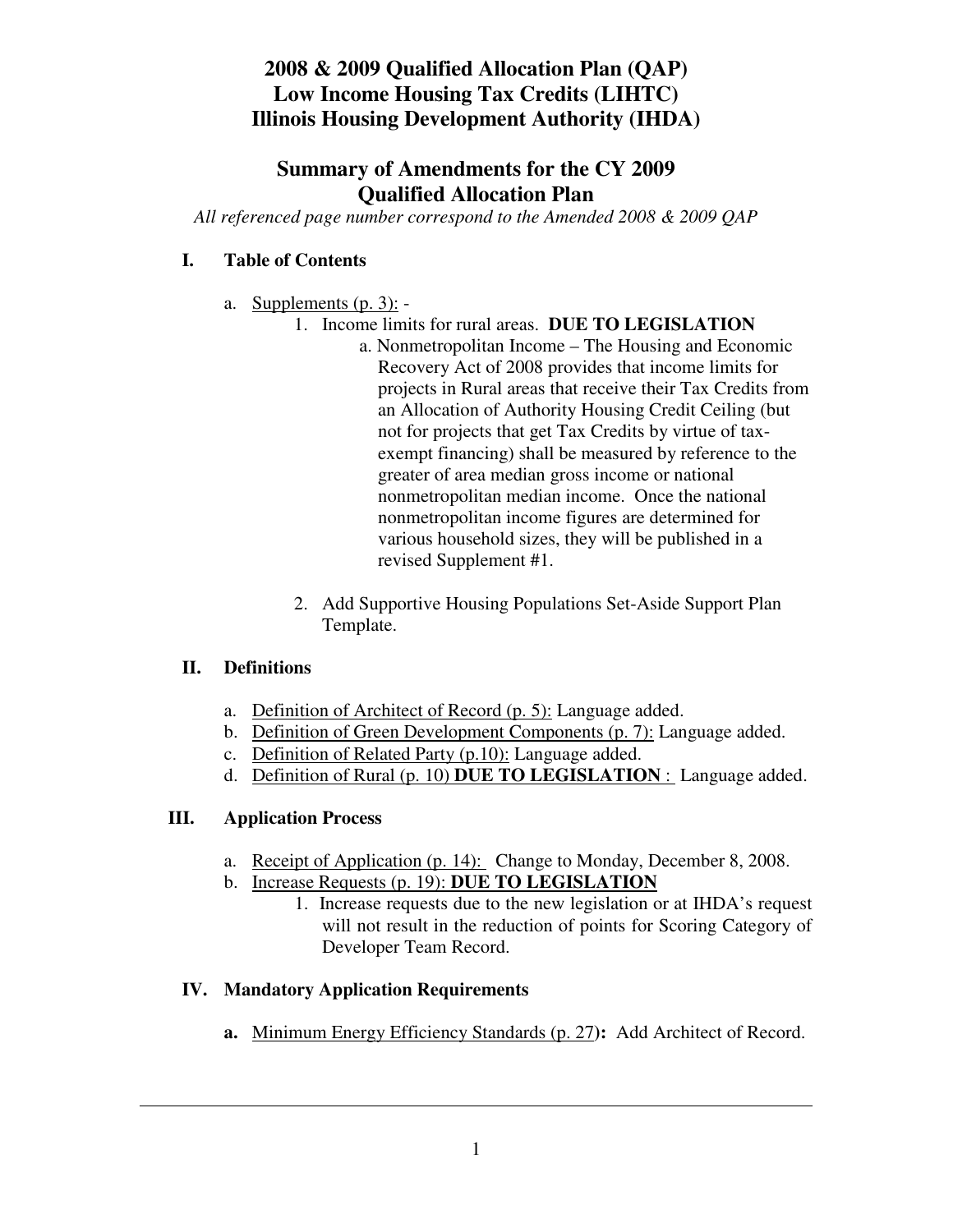# 2008 & 2009 Qualified Allocation Plan (QAP)
# Low Income Housing Tax Credits (LIHTC)
# Illinois Housing Development Authority (IHDA)

## Summary of Amendments for the CY 2009 Qualified Allocation Plan

*All referenced page number correspond to the Amended 2008 & 2009 QAP*

### I. Table of Contents

a. Supplements (p. 3): -
   1. Income limits for rural areas. **DUE TO LEGISLATION**
      a. Nonmetropolitan Income – The Housing and Economic Recovery Act of 2008 provides that income limits for projects in Rural areas that receive their Tax Credits from an Allocation of Authority Housing Credit Ceiling (but not for projects that get Tax Credits by virtue of tax-exempt financing) shall be measured by reference to the greater of area median gross income or national nonmetropolitan median income. Once the national nonmetropolitan income figures are determined for various household sizes, they will be published in a revised Supplement #1.
   2. Add Supportive Housing Populations Set-Aside Support Plan Template.

### II. Definitions

a. Definition of Architect of Record (p. 5): Language added.
b. Definition of Green Development Components (p. 7): Language added.
c. Definition of Related Party (p.10): Language added.
d. Definition of Rural (p. 10) **DUE TO LEGISLATION** : Language added.

### III. Application Process

a. Receipt of Application (p. 14): Change to Monday, December 8, 2008.
b. Increase Requests (p. 19): **DUE TO LEGISLATION**
   1. Increase requests due to the new legislation or at IHDA's request will not result in the reduction of points for Scoring Category of Developer Team Record.

### IV. Mandatory Application Requirements

**a.** Minimum Energy Efficiency Standards (p. 27)**:** Add Architect of Record.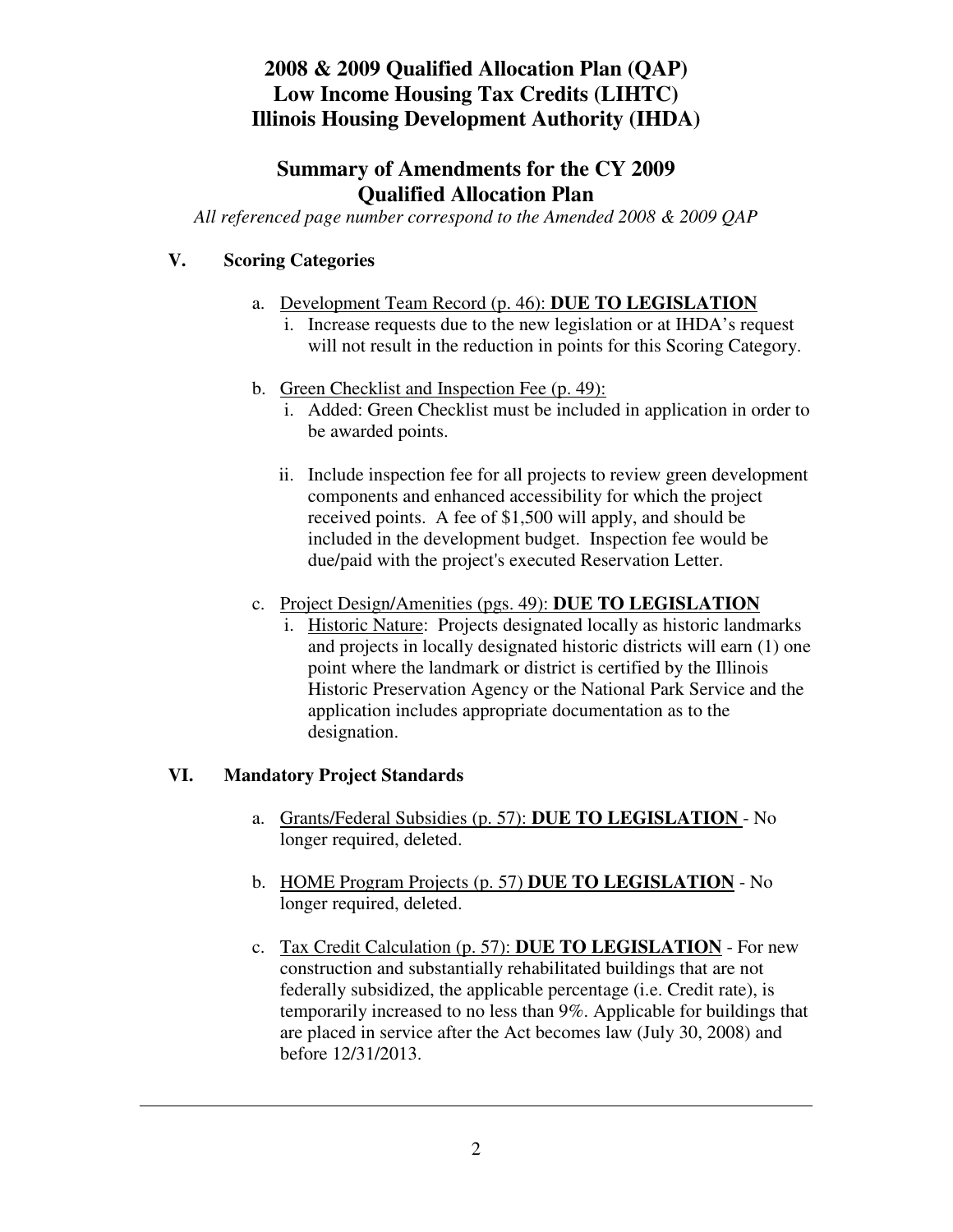# 2008 & 2009 Qualified Allocation Plan (QAP)
# Low Income Housing Tax Credits (LIHTC)
# Illinois Housing Development Authority (IHDA)

## Summary of Amendments for the CY 2009 Qualified Allocation Plan

*All referenced page number correspond to the Amended 2008 & 2009 QAP*

### V. Scoring Categories

a. Development Team Record (p. 46): **DUE TO LEGISLATION**
   i. Increase requests due to the new legislation or at IHDA's request will not result in the reduction in points for this Scoring Category.

b. Green Checklist and Inspection Fee (p. 49):
   i. Added: Green Checklist must be included in application in order to be awarded points.

   ii. Include inspection fee for all projects to review green development components and enhanced accessibility for which the project received points. A fee of $1,500 will apply, and should be included in the development budget. Inspection fee would be due/paid with the project's executed Reservation Letter.

c. Project Design/Amenities (pgs. 49): **DUE TO LEGISLATION**
   i. Historic Nature: Projects designated locally as historic landmarks and projects in locally designated historic districts will earn (1) one point where the landmark or district is certified by the Illinois Historic Preservation Agency or the National Park Service and the application includes appropriate documentation as to the designation.

### VI. Mandatory Project Standards

a. Grants/Federal Subsidies (p. 57): **DUE TO LEGISLATION** - No longer required, deleted.

b. HOME Program Projects (p. 57) **DUE TO LEGISLATION** - No longer required, deleted.

c. Tax Credit Calculation (p. 57): **DUE TO LEGISLATION** - For new construction and substantially rehabilitated buildings that are not federally subsidized, the applicable percentage (i.e. Credit rate), is temporarily increased to no less than 9%. Applicable for buildings that are placed in service after the Act becomes law (July 30, 2008) and before 12/31/2013.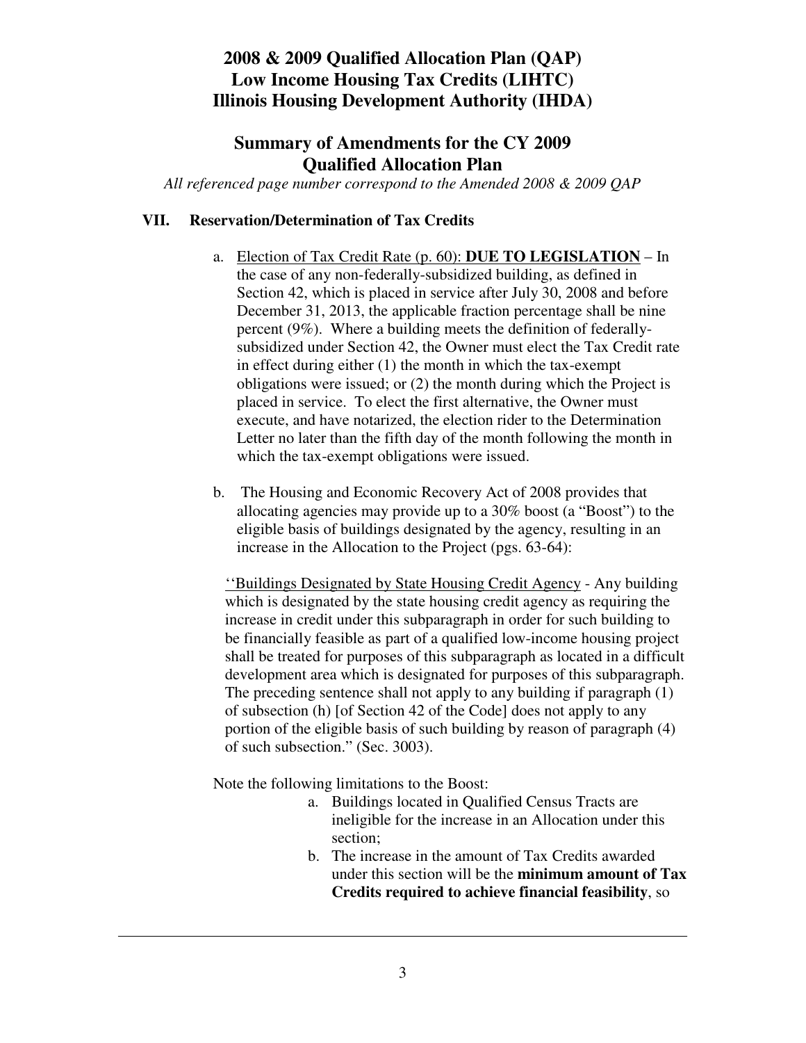# 2008 & 2009 Qualified Allocation Plan (QAP)
# Low Income Housing Tax Credits (LIHTC)
# Illinois Housing Development Authority (IHDA)

## Summary of Amendments for the CY 2009 Qualified Allocation Plan

*All referenced page number correspond to the Amended 2008 & 2009 QAP*

### VII. Reservation/Determination of Tax Credits

a. Election of Tax Credit Rate (p. 60): **DUE TO LEGISLATION** – In the case of any non-federally-subsidized building, as defined in Section 42, which is placed in service after July 30, 2008 and before December 31, 2013, the applicable fraction percentage shall be nine percent (9%). Where a building meets the definition of federally-subsidized under Section 42, the Owner must elect the Tax Credit rate in effect during either (1) the month in which the tax-exempt obligations were issued; or (2) the month during which the Project is placed in service. To elect the first alternative, the Owner must execute, and have notarized, the election rider to the Determination Letter no later than the fifth day of the month following the month in which the tax-exempt obligations were issued.

b. The Housing and Economic Recovery Act of 2008 provides that allocating agencies may provide up to a 30% boost (a "Boost") to the eligible basis of buildings designated by the agency, resulting in an increase in the Allocation to the Project (pgs. 63-64):

''Buildings Designated by State Housing Credit Agency - Any building which is designated by the state housing credit agency as requiring the increase in credit under this subparagraph in order for such building to be financially feasible as part of a qualified low-income housing project shall be treated for purposes of this subparagraph as located in a difficult development area which is designated for purposes of this subparagraph. The preceding sentence shall not apply to any building if paragraph (1) of subsection (h) [of Section 42 of the Code] does not apply to any portion of the eligible basis of such building by reason of paragraph (4) of such subsection." (Sec. 3003).

Note the following limitations to the Boost:

a. Buildings located in Qualified Census Tracts are ineligible for the increase in an Allocation under this section;
b. The increase in the amount of Tax Credits awarded under this section will be the **minimum amount of Tax Credits required to achieve financial feasibility**, so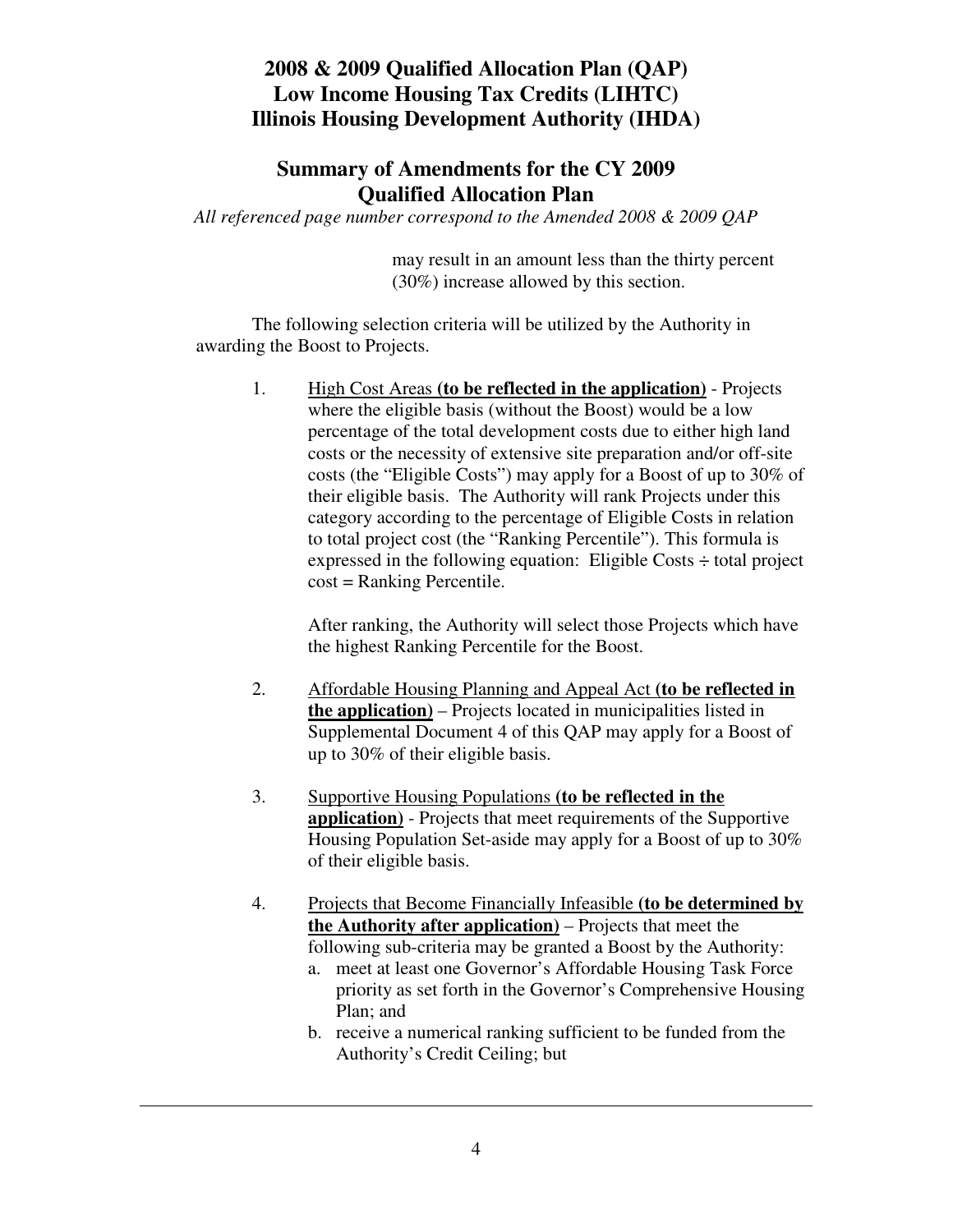# 2008 & 2009 Qualified Allocation Plan (QAP)
# Low Income Housing Tax Credits (LIHTC)
# Illinois Housing Development Authority (IHDA)

## Summary of Amendments for the CY 2009 Qualified Allocation Plan

*All referenced page number correspond to the Amended 2008 & 2009 QAP*

may result in an amount less than the thirty percent (30%) increase allowed by this section.

The following selection criteria will be utilized by the Authority in awarding the Boost to Projects.

1. High Cost Areas **(to be reflected in the application)** - Projects where the eligible basis (without the Boost) would be a low percentage of the total development costs due to either high land costs or the necessity of extensive site preparation and/or off-site costs (the "Eligible Costs") may apply for a Boost of up to 30% of their eligible basis. The Authority will rank Projects under this category according to the percentage of Eligible Costs in relation to total project cost (the "Ranking Percentile"). This formula is expressed in the following equation: Eligible Costs ÷ total project cost = Ranking Percentile.

   After ranking, the Authority will select those Projects which have the highest Ranking Percentile for the Boost.

2. Affordable Housing Planning and Appeal Act **(to be reflected in the application)** – Projects located in municipalities listed in Supplemental Document 4 of this QAP may apply for a Boost of up to 30% of their eligible basis.

3. Supportive Housing Populations **(to be reflected in the application)** - Projects that meet requirements of the Supportive Housing Population Set-aside may apply for a Boost of up to 30% of their eligible basis.

4. Projects that Become Financially Infeasible **(to be determined by the Authority after application)** – Projects that meet the following sub-criteria may be granted a Boost by the Authority:
   a. meet at least one Governor's Affordable Housing Task Force priority as set forth in the Governor's Comprehensive Housing Plan; and
   b. receive a numerical ranking sufficient to be funded from the Authority's Credit Ceiling; but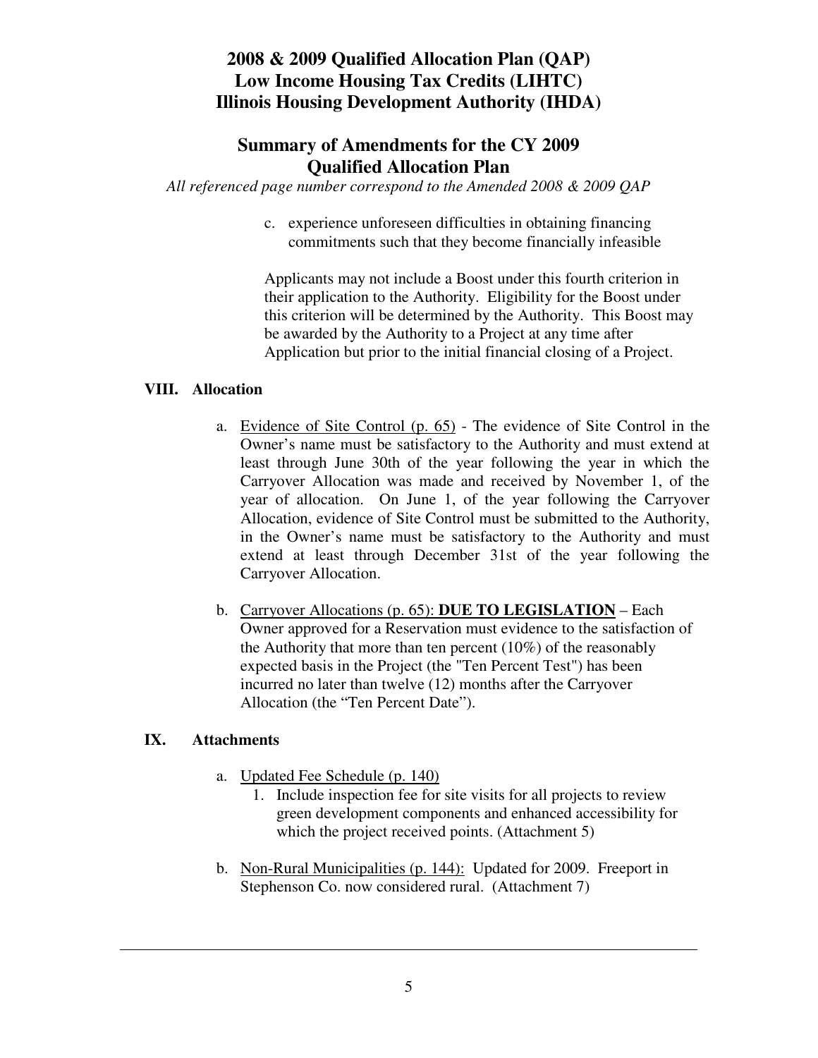# 2008 & 2009 Qualified Allocation Plan (QAP)
# Low Income Housing Tax Credits (LIHTC)
# Illinois Housing Development Authority (IHDA)

## Summary of Amendments for the CY 2009 Qualified Allocation Plan

*All referenced page number correspond to the Amended 2008 & 2009 QAP*

c. experience unforeseen difficulties in obtaining financing commitments such that they become financially infeasible

Applicants may not include a Boost under this fourth criterion in their application to the Authority. Eligibility for the Boost under this criterion will be determined by the Authority. This Boost may be awarded by the Authority to a Project at any time after Application but prior to the initial financial closing of a Project.

### VIII. Allocation

a. Evidence of Site Control (p. 65) - The evidence of Site Control in the Owner's name must be satisfactory to the Authority and must extend at least through June 30th of the year following the year in which the Carryover Allocation was made and received by November 1, of the year of allocation. On June 1, of the year following the Carryover Allocation, evidence of Site Control must be submitted to the Authority, in the Owner's name must be satisfactory to the Authority and must extend at least through December 31st of the year following the Carryover Allocation.

b. Carryover Allocations (p. 65): **DUE TO LEGISLATION** – Each Owner approved for a Reservation must evidence to the satisfaction of the Authority that more than ten percent (10%) of the reasonably expected basis in the Project (the "Ten Percent Test") has been incurred no later than twelve (12) months after the Carryover Allocation (the "Ten Percent Date").

### IX. Attachments

a. Updated Fee Schedule (p. 140)
   1. Include inspection fee for site visits for all projects to review green development components and enhanced accessibility for which the project received points. (Attachment 5)

b. Non-Rural Municipalities (p. 144): Updated for 2009. Freeport in Stephenson Co. now considered rural. (Attachment 7)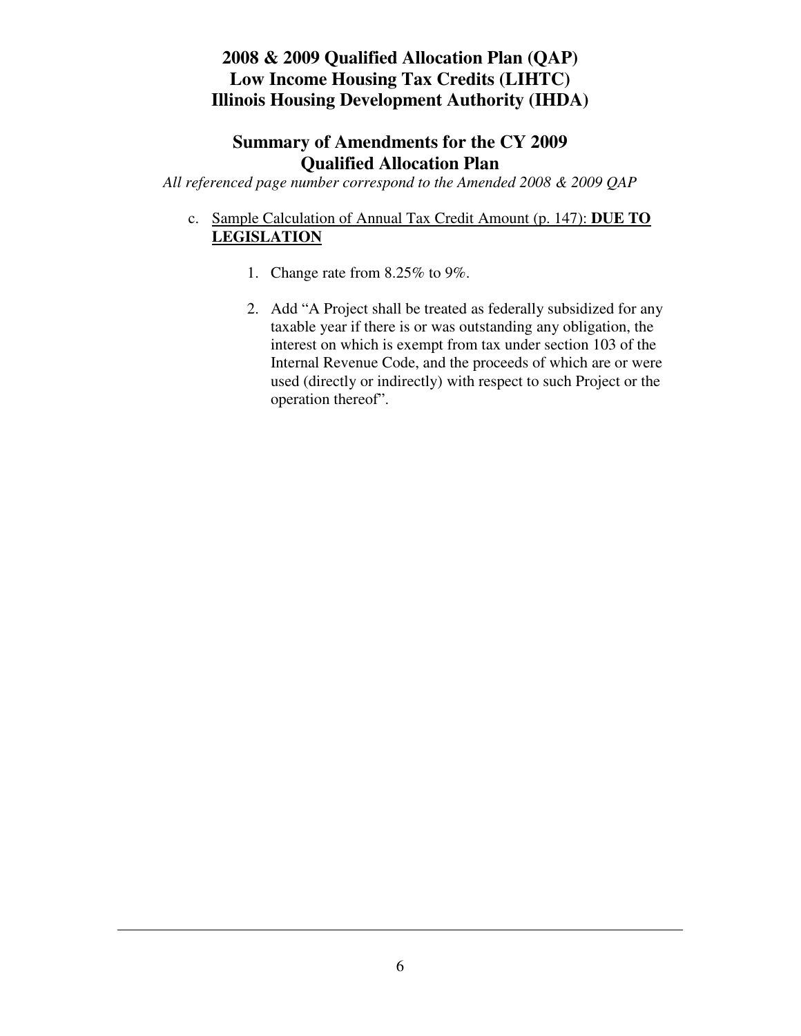# 2008 & 2009 Qualified Allocation Plan (QAP)
# Low Income Housing Tax Credits (LIHTC)
# Illinois Housing Development Authority (IHDA)

## Summary of Amendments for the CY 2009 Qualified Allocation Plan

*All referenced page number correspond to the Amended 2008 & 2009 QAP*

c. <u>Sample Calculation of Annual Tax Credit Amount (p. 147):</u> **<u>DUE TO LEGISLATION</u>**

1. Change rate from 8.25% to 9%.

2. Add "A Project shall be treated as federally subsidized for any taxable year if there is or was outstanding any obligation, the interest on which is exempt from tax under section 103 of the Internal Revenue Code, and the proceeds of which are or were used (directly or indirectly) with respect to such Project or the operation thereof".